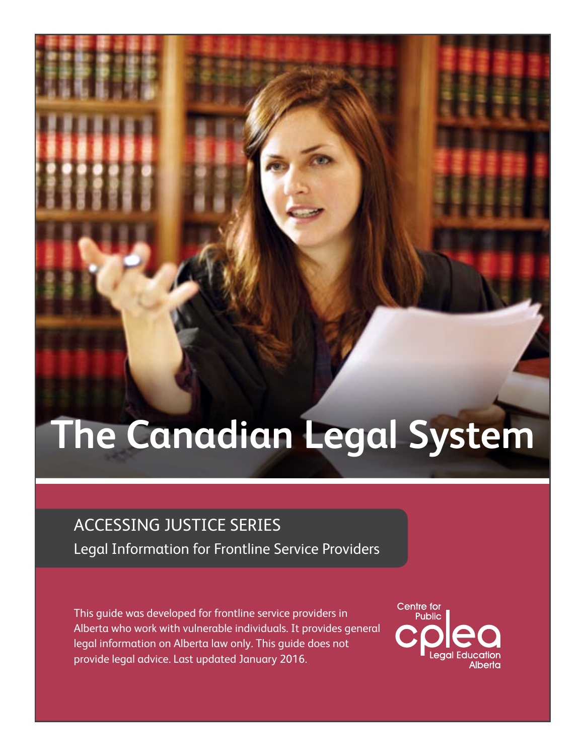# The Canadian Legal System

## ACCESSING JUSTICE SERIES

Legal Information for Frontline Service Providers

This guide was developed for frontline service providers in Alberta who work with vulnerable individuals. It provides general legal information on Alberta law only. This guide does not provide legal advice. Last updated January 2016.

Centre for Public Legal Education Alberta (cplea)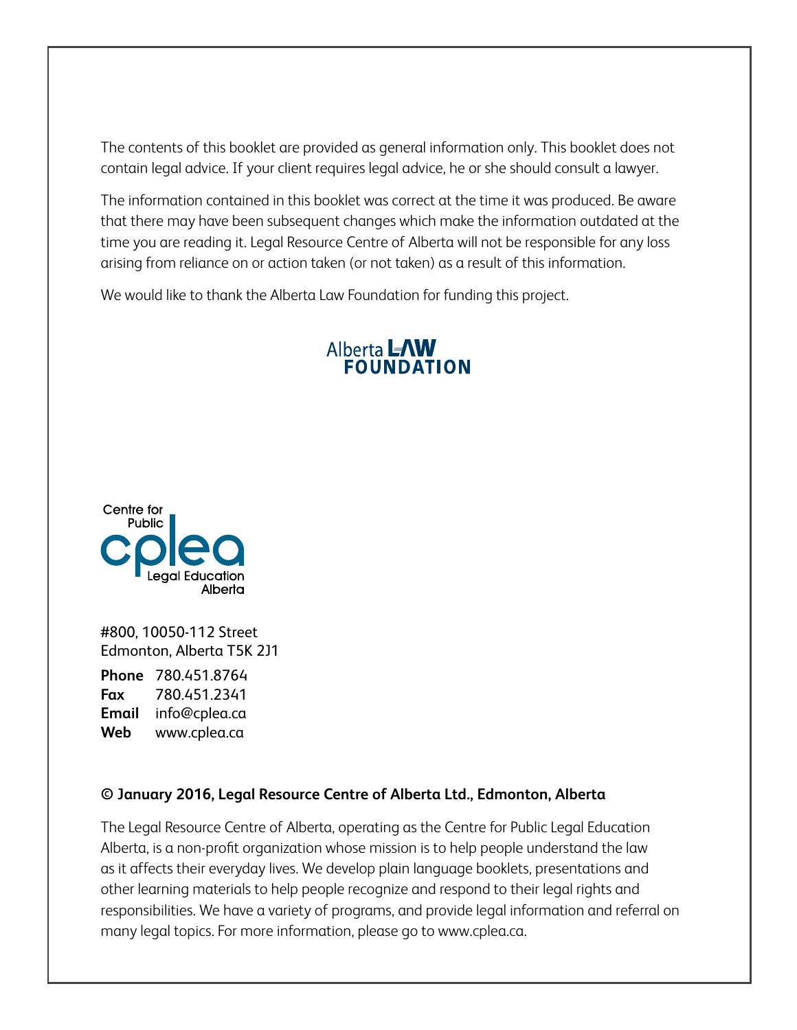The contents of this booklet are provided as general information only. This booklet does not contain legal advice. If your client requires legal advice, he or she should consult a lawyer.

The information contained in this booklet was correct at the time it was produced. Be aware that there may have been subsequent changes which make the information outdated at the time you are reading it. Legal Resource Centre of Alberta will not be responsible for any loss arising from reliance on or action taken (or not taken) as a result of this information.

We would like to thank the Alberta Law Foundation for funding this project.

Alberta LAW FOUNDATION

Centre for Public Legal Education Alberta

#800, 10050-112 Street
Edmonton, Alberta T5K 2J1

**Phone** 780.451.8764
**Fax** 780.451.2341
**Email** info@cplea.ca
**Web** www.cplea.ca

**© January 2016, Legal Resource Centre of Alberta Ltd., Edmonton, Alberta**

The Legal Resource Centre of Alberta, operating as the Centre for Public Legal Education Alberta, is a non-profit organization whose mission is to help people understand the law as it affects their everyday lives. We develop plain language booklets, presentations and other learning materials to help people recognize and respond to their legal rights and responsibilities. We have a variety of programs, and provide legal information and referral on many legal topics. For more information, please go to www.cplea.ca.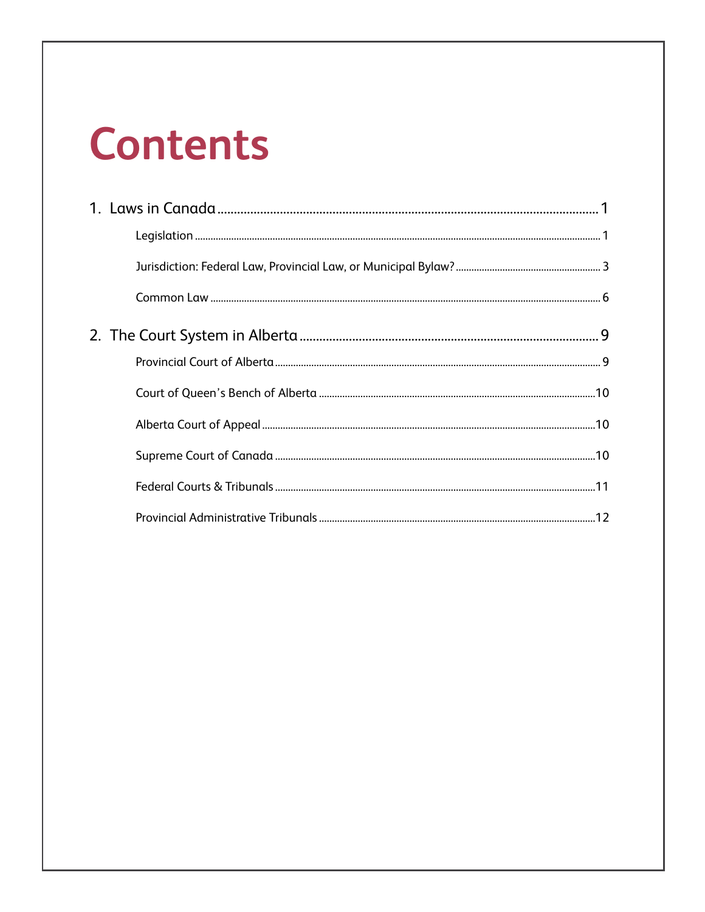# Contents

1. Laws in Canada ........................................................................................................ 1
   - Legislation ........................................................................................................ 1
   - Jurisdiction: Federal Law, Provincial Law, or Municipal Bylaw? ........................................ 3
   - Common Law ........................................................................................................ 6

2. The Court System in Alberta ........................................................................................ 9
   - Provincial Court of Alberta ........................................................................................ 9
   - Court of Queen's Bench of Alberta ........................................................................................ 10
   - Alberta Court of Appeal ........................................................................................ 10
   - Supreme Court of Canada ........................................................................................ 10
   - Federal Courts & Tribunals ........................................................................................ 11
   - Provincial Administrative Tribunals ........................................................................................ 12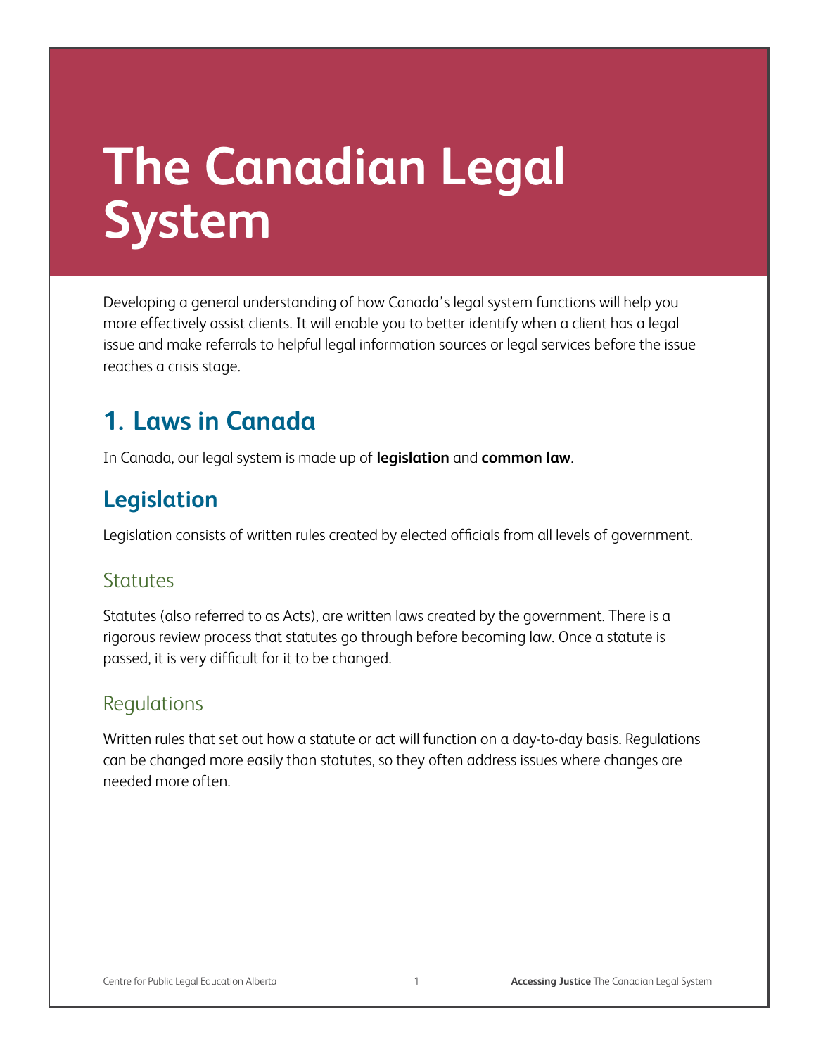# The Canadian Legal System

Developing a general understanding of how Canada's legal system functions will help you more effectively assist clients. It will enable you to better identify when a client has a legal issue and make referrals to helpful legal information sources or legal services before the issue reaches a crisis stage.

## 1. Laws in Canada

In Canada, our legal system is made up of **legislation** and **common law**.

## Legislation

Legislation consists of written rules created by elected officials from all levels of government.

### Statutes

Statutes (also referred to as Acts), are written laws created by the government. There is a rigorous review process that statutes go through before becoming law. Once a statute is passed, it is very difficult for it to be changed.

### Regulations

Written rules that set out how a statute or act will function on a day-to-day basis. Regulations can be changed more easily than statutes, so they often address issues where changes are needed more often.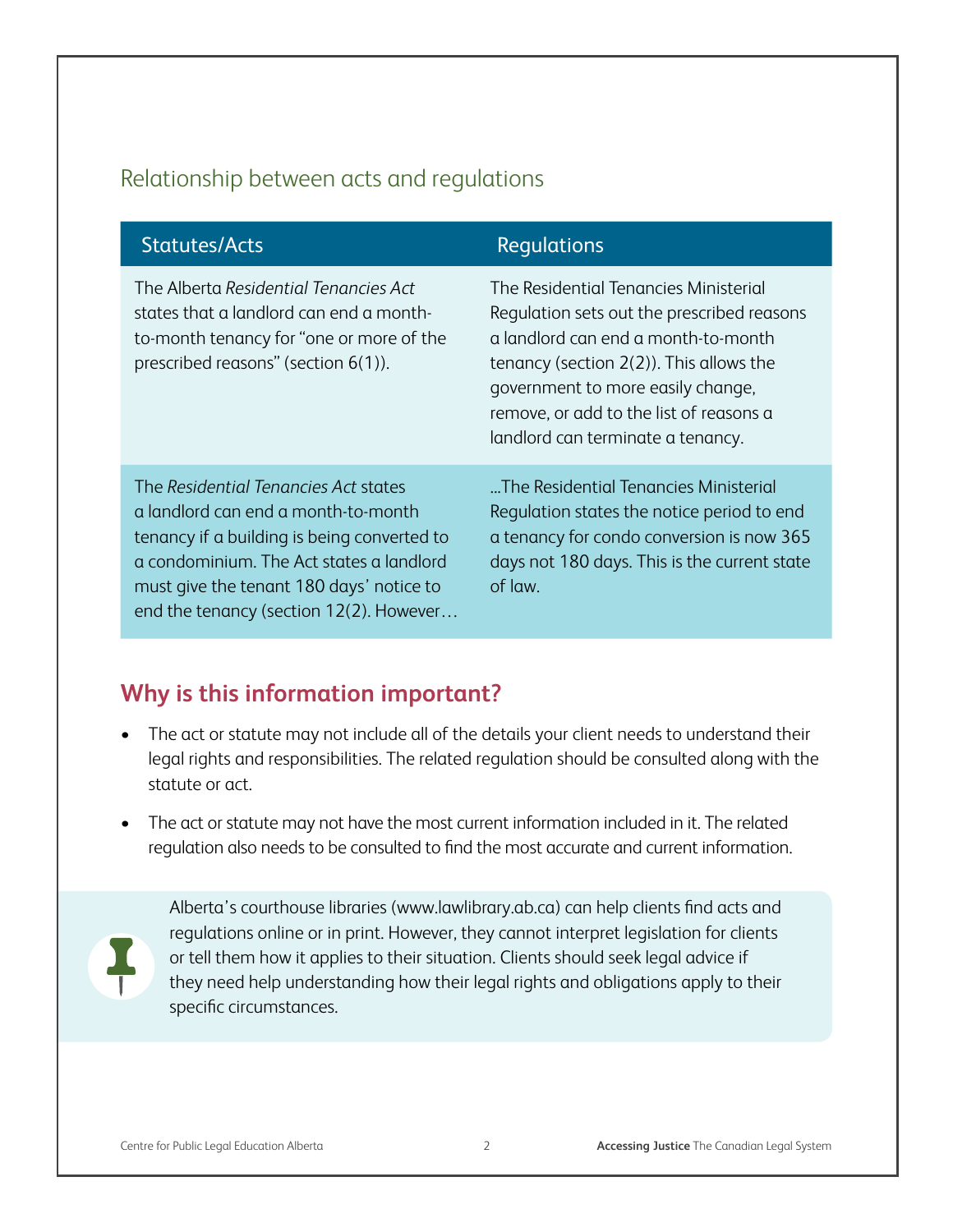## Relationship between acts and regulations

| Statutes/Acts | Regulations |
|---|---|
| The Alberta *Residential Tenancies Act* states that a landlord can end a month-to-month tenancy for "one or more of the prescribed reasons" (section 6(1)). | The Residential Tenancies Ministerial Regulation sets out the prescribed reasons a landlord can end a month-to-month tenancy (section 2(2)). This allows the government to more easily change, remove, or add to the list of reasons a landlord can terminate a tenancy. |
| The *Residential Tenancies Act* states a landlord can end a month-to-month tenancy if a building is being converted to a condominium. The Act states a landlord must give the tenant 180 days' notice to end the tenancy (section 12(2). However… | …The Residential Tenancies Ministerial Regulation states the notice period to end a tenancy for condo conversion is now 365 days not 180 days. This is the current state of law. |

## Why is this information important?

- The act or statute may not include all of the details your client needs to understand their legal rights and responsibilities. The related regulation should be consulted along with the statute or act.
- The act or statute may not have the most current information included in it. The related regulation also needs to be consulted to find the most accurate and current information.

Alberta's courthouse libraries (www.lawlibrary.ab.ca) can help clients find acts and regulations online or in print. However, they cannot interpret legislation for clients or tell them how it applies to their situation. Clients should seek legal advice if they need help understanding how their legal rights and obligations apply to their specific circumstances.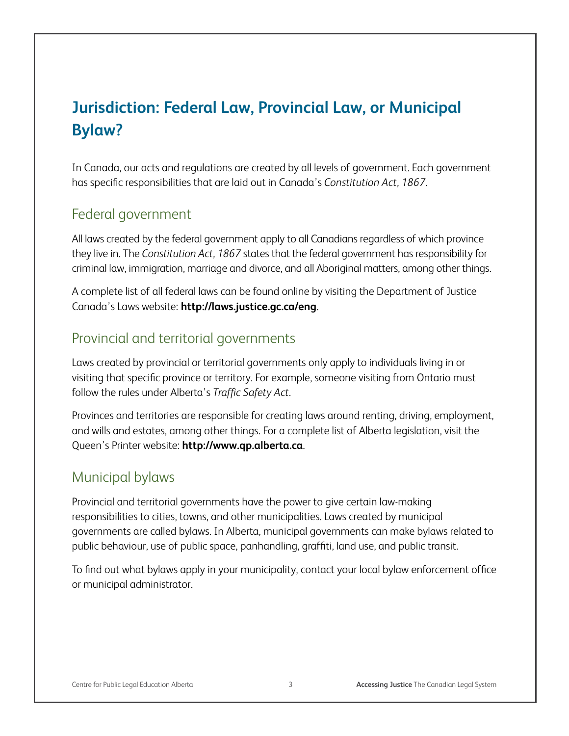# Jurisdiction: Federal Law, Provincial Law, or Municipal Bylaw?

In Canada, our acts and regulations are created by all levels of government. Each government has specific responsibilities that are laid out in Canada's *Constitution Act, 1867*.

## Federal government

All laws created by the federal government apply to all Canadians regardless of which province they live in. The *Constitution Act, 1867* states that the federal government has responsibility for criminal law, immigration, marriage and divorce, and all Aboriginal matters, among other things.

A complete list of all federal laws can be found online by visiting the Department of Justice Canada's Laws website: **http://laws.justice.gc.ca/eng**.

## Provincial and territorial governments

Laws created by provincial or territorial governments only apply to individuals living in or visiting that specific province or territory. For example, someone visiting from Ontario must follow the rules under Alberta's *Traffic Safety Act*.

Provinces and territories are responsible for creating laws around renting, driving, employment, and wills and estates, among other things. For a complete list of Alberta legislation, visit the Queen's Printer website: **http://www.qp.alberta.ca**.

## Municipal bylaws

Provincial and territorial governments have the power to give certain law-making responsibilities to cities, towns, and other municipalities. Laws created by municipal governments are called bylaws. In Alberta, municipal governments can make bylaws related to public behaviour, use of public space, panhandling, graffiti, land use, and public transit.

To find out what bylaws apply in your municipality, contact your local bylaw enforcement office or municipal administrator.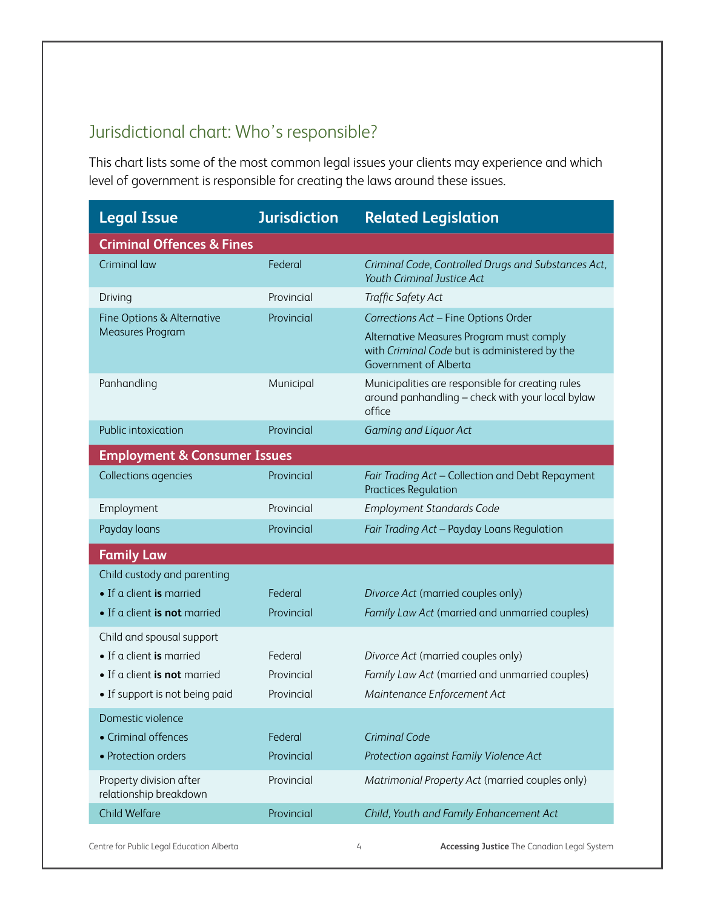## Jurisdictional chart: Who's responsible?

This chart lists some of the most common legal issues your clients may experience and which level of government is responsible for creating the laws around these issues.

| Legal Issue | Jurisdiction | Related Legislation |
|---|---|---|
| **Criminal Offences & Fines** | | |
| Criminal law | Federal | *Criminal Code*, *Controlled Drugs and Substances Act*, *Youth Criminal Justice Act* |
| Driving | Provincial | *Traffic Safety Act* |
| Fine Options & Alternative Measures Program | Provincial | *Corrections Act* – Fine Options Order<br>Alternative Measures Program must comply with *Criminal Code* but is administered by the Government of Alberta |
| Panhandling | Municipal | Municipalities are responsible for creating rules around panhandling – check with your local bylaw office |
| Public intoxication | Provincial | *Gaming and Liquor Act* |
| **Employment & Consumer Issues** | | |
| Collections agencies | Provincial | *Fair Trading Act* – Collection and Debt Repayment Practices Regulation |
| Employment | Provincial | *Employment Standards Code* |
| Payday loans | Provincial | *Fair Trading Act* – Payday Loans Regulation |
| **Family Law** | | |
| Child custody and parenting | | |
| • If a client **is** married | Federal | *Divorce Act* (married couples only) |
| • If a client **is not** married | Provincial | *Family Law Act* (married and unmarried couples) |
| Child and spousal support | | |
| • If a client **is** married | Federal | *Divorce Act* (married couples only) |
| • If a client **is not** married | Provincial | *Family Law Act* (married and unmarried couples) |
| • If support is not being paid | Provincial | *Maintenance Enforcement Act* |
| Domestic violence | | |
| • Criminal offences | Federal | *Criminal Code* |
| • Protection orders | Provincial | *Protection against Family Violence Act* |
| Property division after relationship breakdown | Provincial | *Matrimonial Property Act* (married couples only) |
| Child Welfare | Provincial | *Child, Youth and Family Enhancement Act* |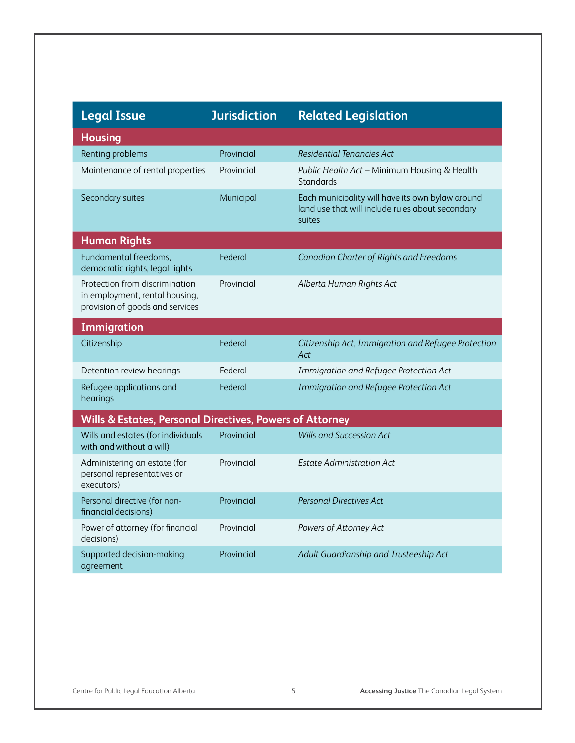| Legal Issue | Jurisdiction | Related Legislation |
|---|---|---|
| **Housing** | | |
| Renting problems | Provincial | *Residential Tenancies Act* |
| Maintenance of rental properties | Provincial | *Public Health Act* – Minimum Housing & Health Standards |
| Secondary suites | Municipal | Each municipality will have its own bylaw around land use that will include rules about secondary suites |
| **Human Rights** | | |
| Fundamental freedoms, democratic rights, legal rights | Federal | *Canadian Charter of Rights and Freedoms* |
| Protection from discrimination in employment, rental housing, provision of goods and services | Provincial | *Alberta Human Rights Act* |
| **Immigration** | | |
| Citizenship | Federal | *Citizenship Act*, *Immigration and Refugee Protection Act* |
| Detention review hearings | Federal | *Immigration and Refugee Protection Act* |
| Refugee applications and hearings | Federal | *Immigration and Refugee Protection Act* |
| **Wills & Estates, Personal Directives, Powers of Attorney** | | |
| Wills and estates (for individuals with and without a will) | Provincial | *Wills and Succession Act* |
| Administering an estate (for personal representatives or executors) | Provincial | *Estate Administration Act* |
| Personal directive (for non-financial decisions) | Provincial | *Personal Directives Act* |
| Power of attorney (for financial decisions) | Provincial | *Powers of Attorney Act* |
| Supported decision-making agreement | Provincial | *Adult Guardianship and Trusteeship Act* |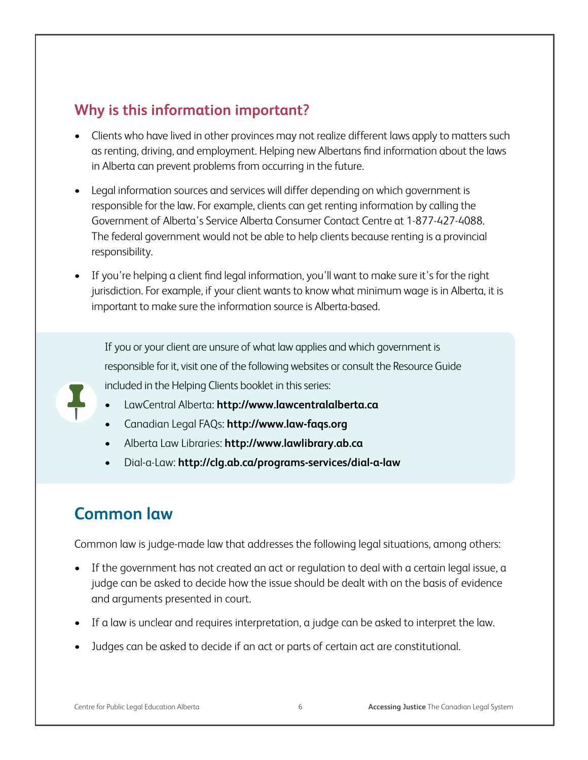## Why is this information important?

- Clients who have lived in other provinces may not realize different laws apply to matters such as renting, driving, and employment. Helping new Albertans find information about the laws in Alberta can prevent problems from occurring in the future.
- Legal information sources and services will differ depending on which government is responsible for the law. For example, clients can get renting information by calling the Government of Alberta's Service Alberta Consumer Contact Centre at 1-877-427-4088. The federal government would not be able to help clients because renting is a provincial responsibility.
- If you're helping a client find legal information, you'll want to make sure it's for the right jurisdiction. For example, if your client wants to know what minimum wage is in Alberta, it is important to make sure the information source is Alberta-based.

If you or your client are unsure of what law applies and which government is responsible for it, visit one of the following websites or consult the Resource Guide included in the Helping Clients booklet in this series:

- LawCentral Alberta: **http://www.lawcentralalberta.ca**
- Canadian Legal FAQs: **http://www.law-faqs.org**
- Alberta Law Libraries: **http://www.lawlibrary.ab.ca**
- Dial-a-Law: **http://clg.ab.ca/programs-services/dial-a-law**

## Common law

Common law is judge-made law that addresses the following legal situations, among others:

- If the government has not created an act or regulation to deal with a certain legal issue, a judge can be asked to decide how the issue should be dealt with on the basis of evidence and arguments presented in court.
- If a law is unclear and requires interpretation, a judge can be asked to interpret the law.
- Judges can be asked to decide if an act or parts of certain act are constitutional.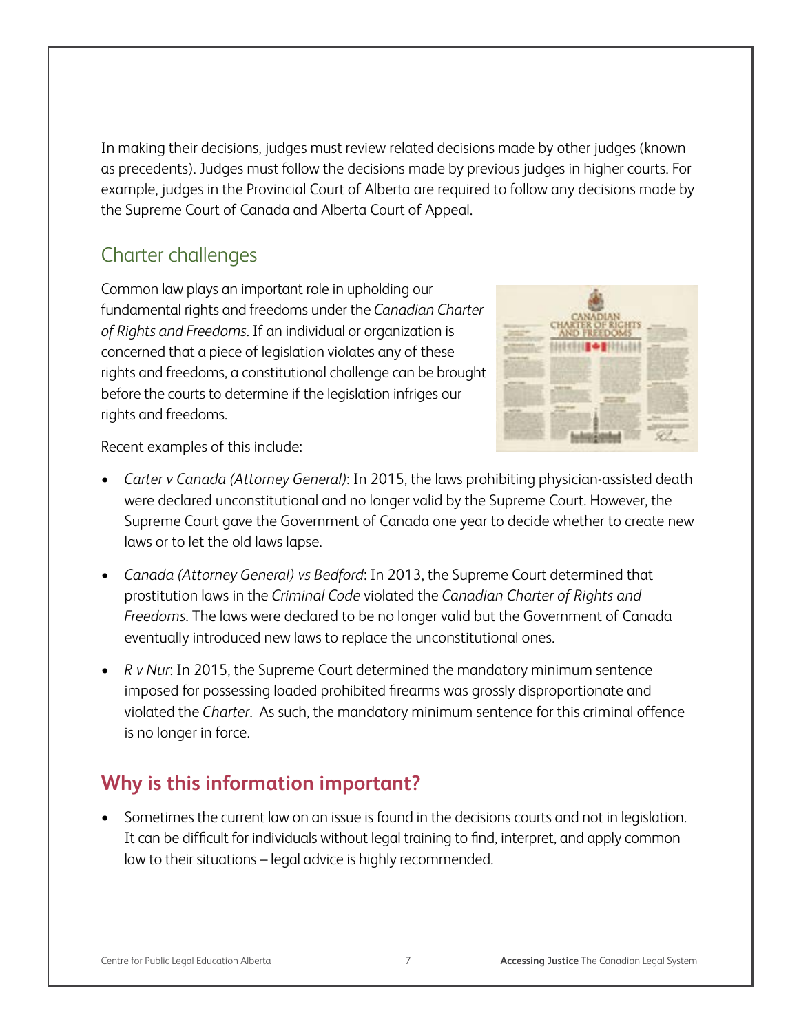In making their decisions, judges must review related decisions made by other judges (known as precedents). Judges must follow the decisions made by previous judges in higher courts. For example, judges in the Provincial Court of Alberta are required to follow any decisions made by the Supreme Court of Canada and Alberta Court of Appeal.

## Charter challenges

Common law plays an important role in upholding our fundamental rights and freedoms under the *Canadian Charter of Rights and Freedoms*. If an individual or organization is concerned that a piece of legislation violates any of these rights and freedoms, a constitutional challenge can be brought before the courts to determine if the legislation infriges our rights and freedoms.

Recent examples of this include:

- *Carter v Canada (Attorney General)*: In 2015, the laws prohibiting physician-assisted death were declared unconstitutional and no longer valid by the Supreme Court. However, the Supreme Court gave the Government of Canada one year to decide whether to create new laws or to let the old laws lapse.
- *Canada (Attorney General) vs Bedford*: In 2013, the Supreme Court determined that prostitution laws in the *Criminal Code* violated the *Canadian Charter of Rights and Freedoms*. The laws were declared to be no longer valid but the Government of Canada eventually introduced new laws to replace the unconstitutional ones.
- *R v Nur*: In 2015, the Supreme Court determined the mandatory minimum sentence imposed for possessing loaded prohibited firearms was grossly disproportionate and violated the *Charter*. As such, the mandatory minimum sentence for this criminal offence is no longer in force.

## Why is this information important?

- Sometimes the current law on an issue is found in the decisions courts and not in legislation. It can be difficult for individuals without legal training to find, interpret, and apply common law to their situations – legal advice is highly recommended.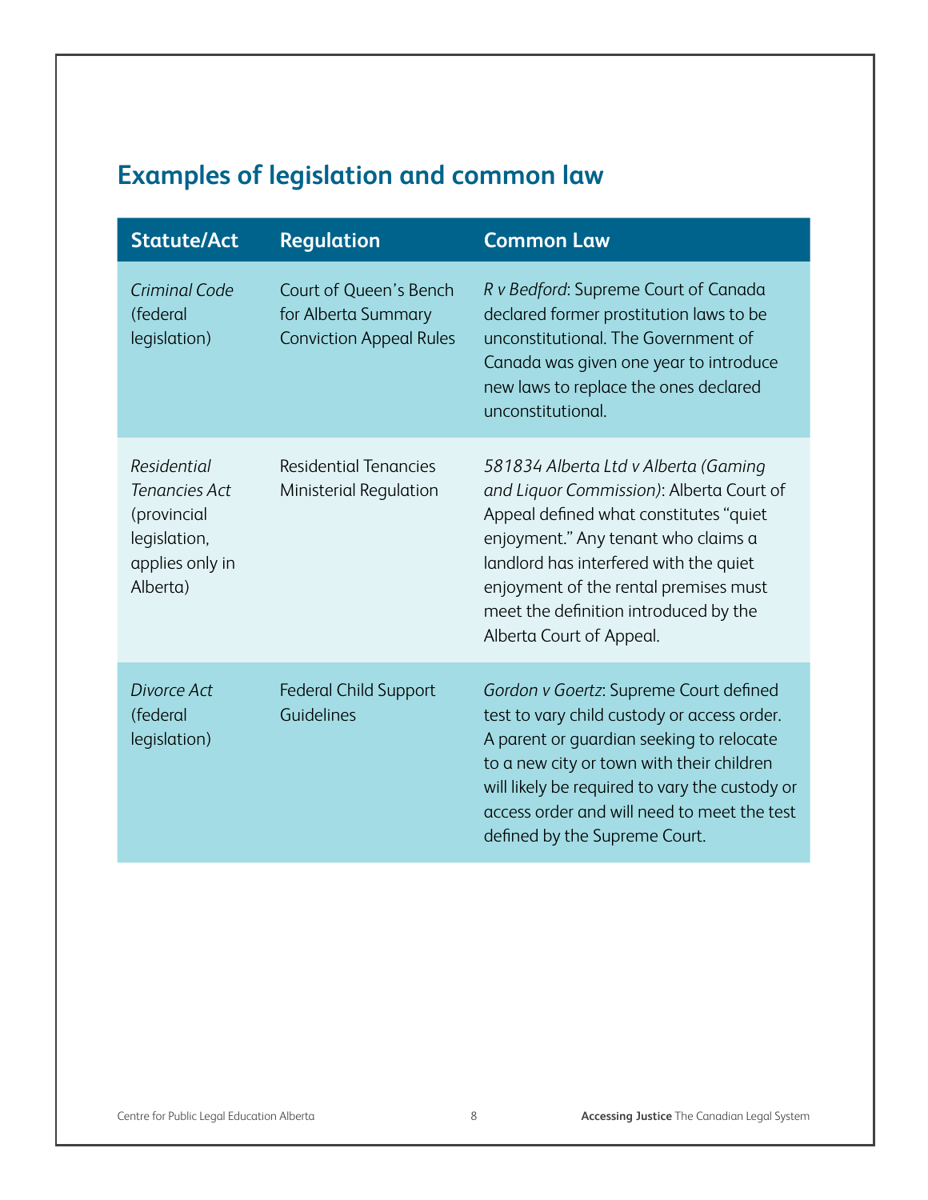## Examples of legislation and common law

| Statute/Act | Regulation | Common Law |
| --- | --- | --- |
| *Criminal Code* (federal legislation) | Court of Queen's Bench for Alberta Summary Conviction Appeal Rules | *R v Bedford*: Supreme Court of Canada declared former prostitution laws to be unconstitutional. The Government of Canada was given one year to introduce new laws to replace the ones declared unconstitutional. |
| *Residential Tenancies Act* (provincial legislation, applies only in Alberta) | Residential Tenancies Ministerial Regulation | *581834 Alberta Ltd v Alberta (Gaming and Liquor Commission)*: Alberta Court of Appeal defined what constitutes "quiet enjoyment." Any tenant who claims a landlord has interfered with the quiet enjoyment of the rental premises must meet the definition introduced by the Alberta Court of Appeal. |
| *Divorce Act* (federal legislation) | Federal Child Support Guidelines | *Gordon v Goertz*: Supreme Court defined test to vary child custody or access order. A parent or guardian seeking to relocate to a new city or town with their children will likely be required to vary the custody or access order and will need to meet the test defined by the Supreme Court. |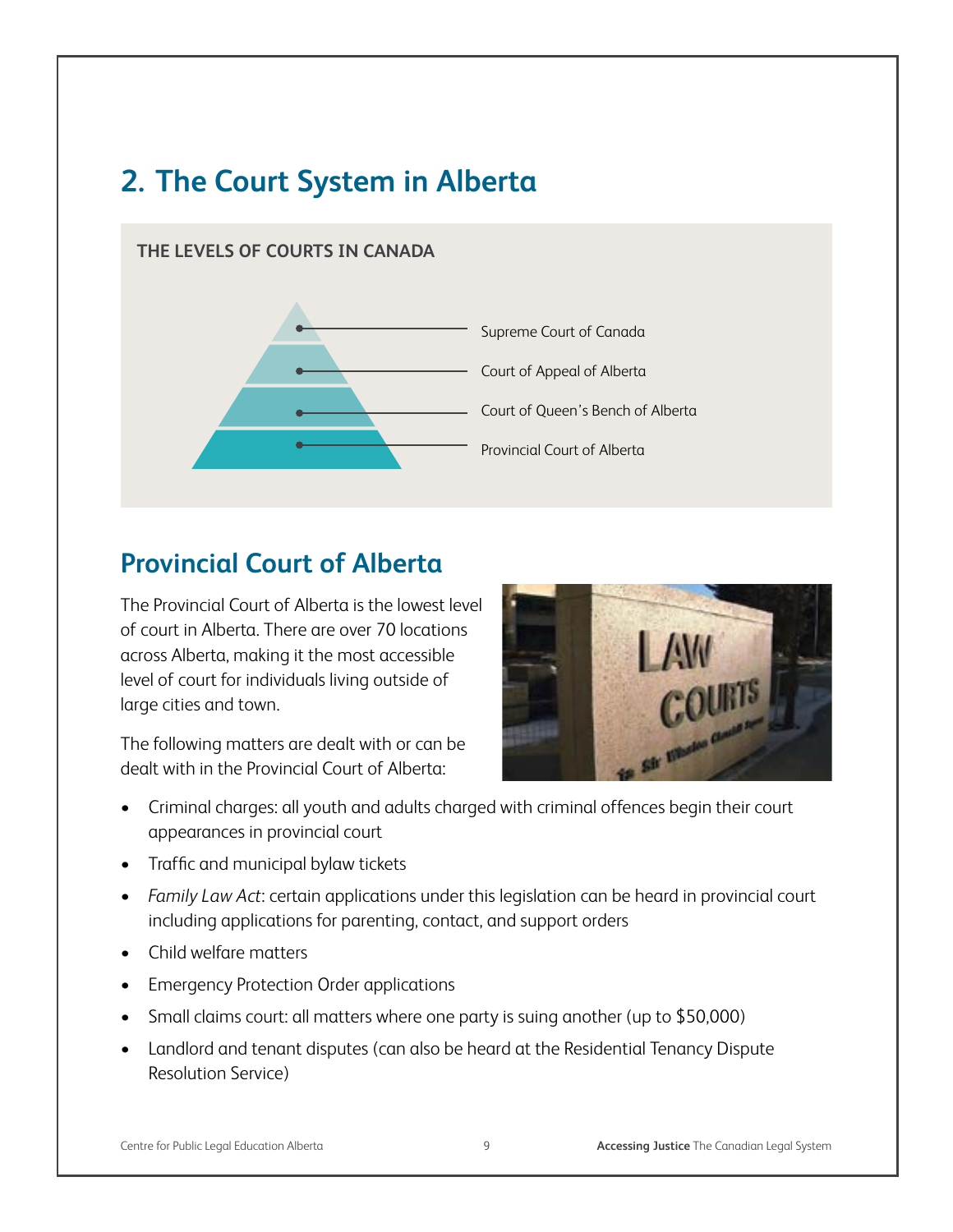# 2. The Court System in Alberta

**THE LEVELS OF COURTS IN CANADA**

- Supreme Court of Canada
- Court of Appeal of Alberta
- Court of Queen's Bench of Alberta
- Provincial Court of Alberta

## Provincial Court of Alberta

The Provincial Court of Alberta is the lowest level of court in Alberta. There are over 70 locations across Alberta, making it the most accessible level of court for individuals living outside of large cities and town.

The following matters are dealt with or can be dealt with in the Provincial Court of Alberta:

- Criminal charges: all youth and adults charged with criminal offences begin their court appearances in provincial court
- Traffic and municipal bylaw tickets
- *Family Law Act*: certain applications under this legislation can be heard in provincial court including applications for parenting, contact, and support orders
- Child welfare matters
- Emergency Protection Order applications
- Small claims court: all matters where one party is suing another (up to $50,000)
- Landlord and tenant disputes (can also be heard at the Residential Tenancy Dispute Resolution Service)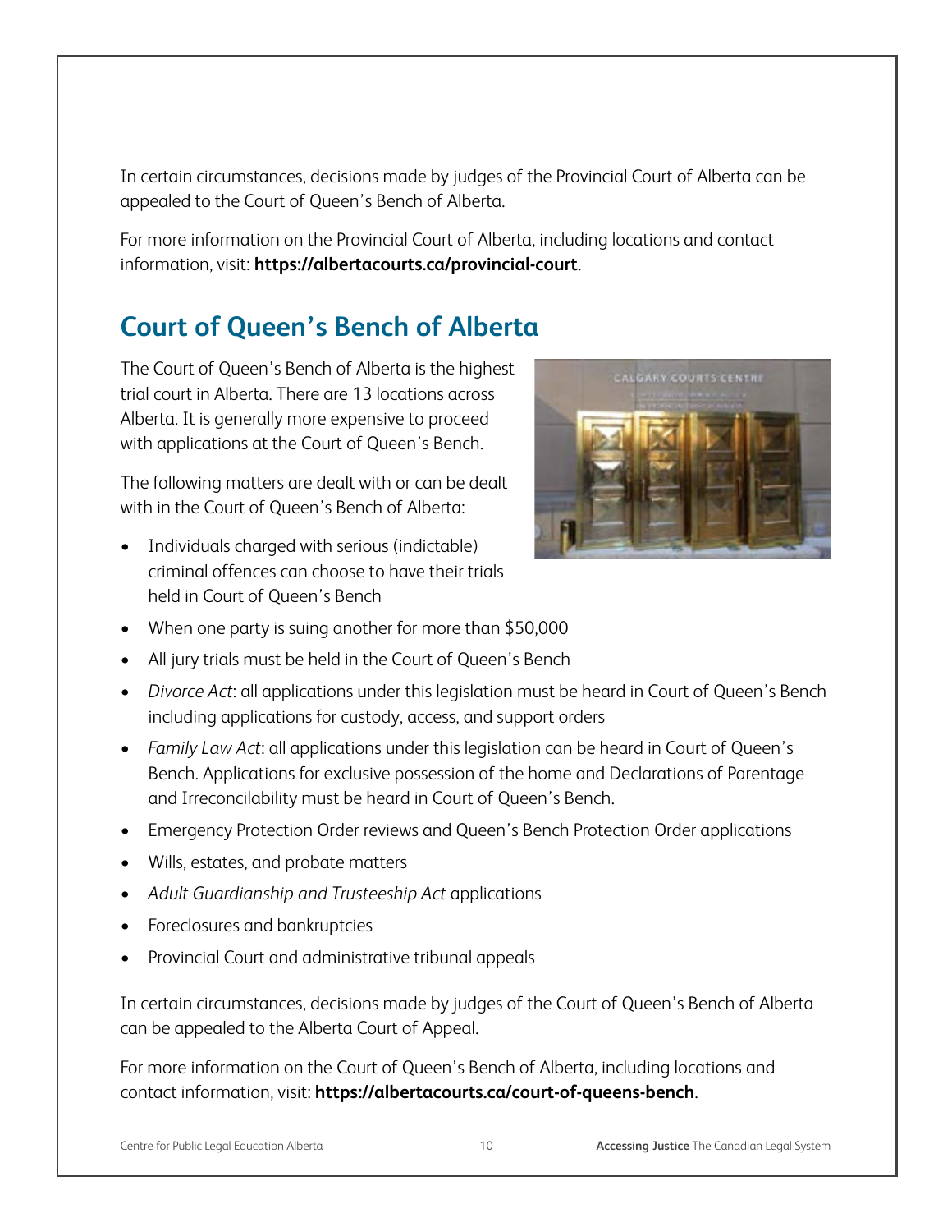In certain circumstances, decisions made by judges of the Provincial Court of Alberta can be appealed to the Court of Queen's Bench of Alberta.

For more information on the Provincial Court of Alberta, including locations and contact information, visit: **https://albertacourts.ca/provincial-court**.

## Court of Queen's Bench of Alberta

The Court of Queen's Bench of Alberta is the highest trial court in Alberta. There are 13 locations across Alberta. It is generally more expensive to proceed with applications at the Court of Queen's Bench.

The following matters are dealt with or can be dealt with in the Court of Queen's Bench of Alberta:

- Individuals charged with serious (indictable) criminal offences can choose to have their trials held in Court of Queen's Bench
- When one party is suing another for more than $50,000
- All jury trials must be held in the Court of Queen's Bench
- *Divorce Act*: all applications under this legislation must be heard in Court of Queen's Bench including applications for custody, access, and support orders
- *Family Law Act*: all applications under this legislation can be heard in Court of Queen's Bench. Applications for exclusive possession of the home and Declarations of Parentage and Irreconcilability must be heard in Court of Queen's Bench.
- Emergency Protection Order reviews and Queen's Bench Protection Order applications
- Wills, estates, and probate matters
- *Adult Guardianship and Trusteeship Act* applications
- Foreclosures and bankruptcies
- Provincial Court and administrative tribunal appeals

In certain circumstances, decisions made by judges of the Court of Queen's Bench of Alberta can be appealed to the Alberta Court of Appeal.

For more information on the Court of Queen's Bench of Alberta, including locations and contact information, visit: **https://albertacourts.ca/court-of-queens-bench**.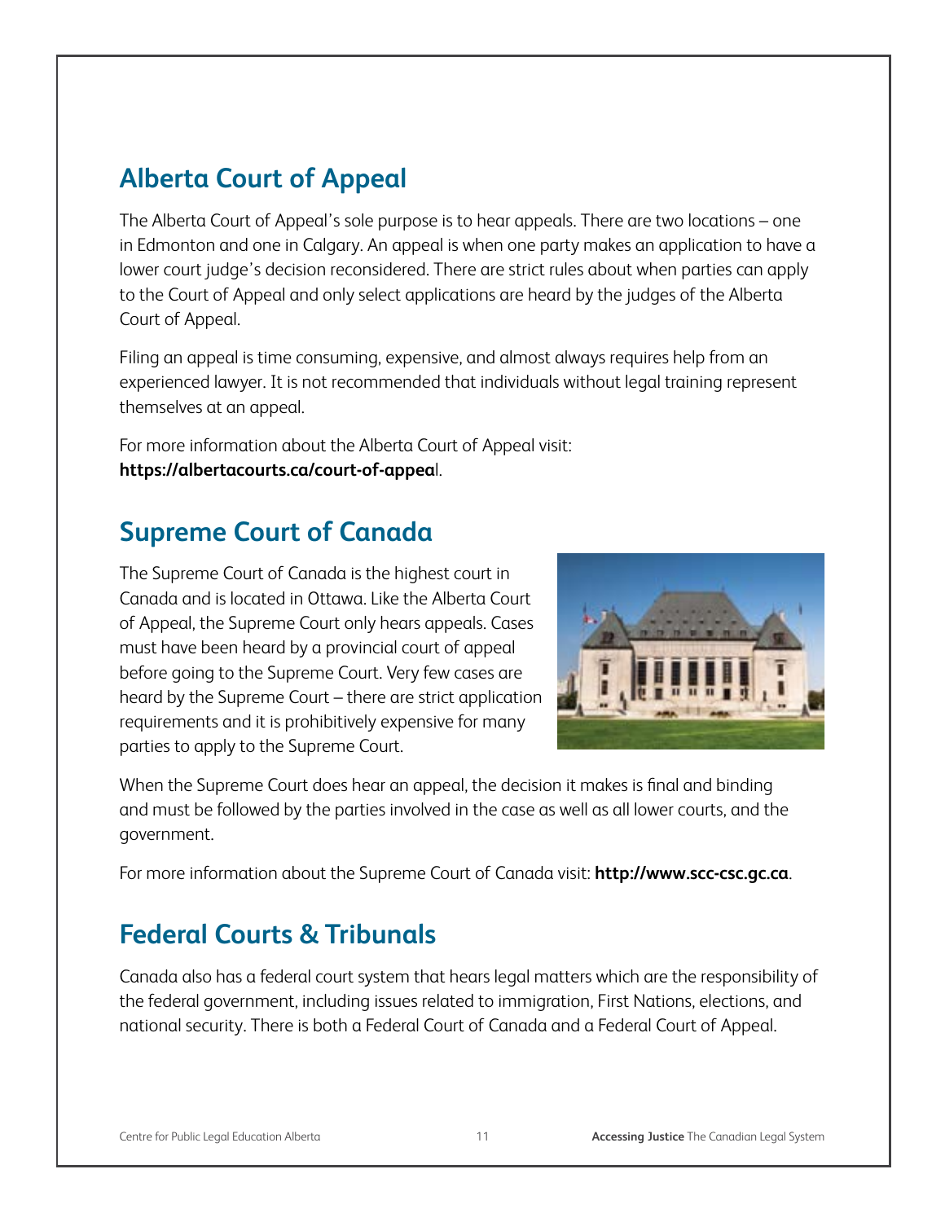## Alberta Court of Appeal

The Alberta Court of Appeal's sole purpose is to hear appeals. There are two locations – one in Edmonton and one in Calgary. An appeal is when one party makes an application to have a lower court judge's decision reconsidered. There are strict rules about when parties can apply to the Court of Appeal and only select applications are heard by the judges of the Alberta Court of Appeal.

Filing an appeal is time consuming, expensive, and almost always requires help from an experienced lawyer. It is not recommended that individuals without legal training represent themselves at an appeal.

For more information about the Alberta Court of Appeal visit:
**https://albertacourts.ca/court-of-appeal**.

## Supreme Court of Canada

The Supreme Court of Canada is the highest court in Canada and is located in Ottawa. Like the Alberta Court of Appeal, the Supreme Court only hears appeals. Cases must have been heard by a provincial court of appeal before going to the Supreme Court. Very few cases are heard by the Supreme Court – there are strict application requirements and it is prohibitively expensive for many parties to apply to the Supreme Court.

When the Supreme Court does hear an appeal, the decision it makes is final and binding and must be followed by the parties involved in the case as well as all lower courts, and the government.

For more information about the Supreme Court of Canada visit: **http://www.scc-csc.gc.ca**.

## Federal Courts & Tribunals

Canada also has a federal court system that hears legal matters which are the responsibility of the federal government, including issues related to immigration, First Nations, elections, and national security. There is both a Federal Court of Canada and a Federal Court of Appeal.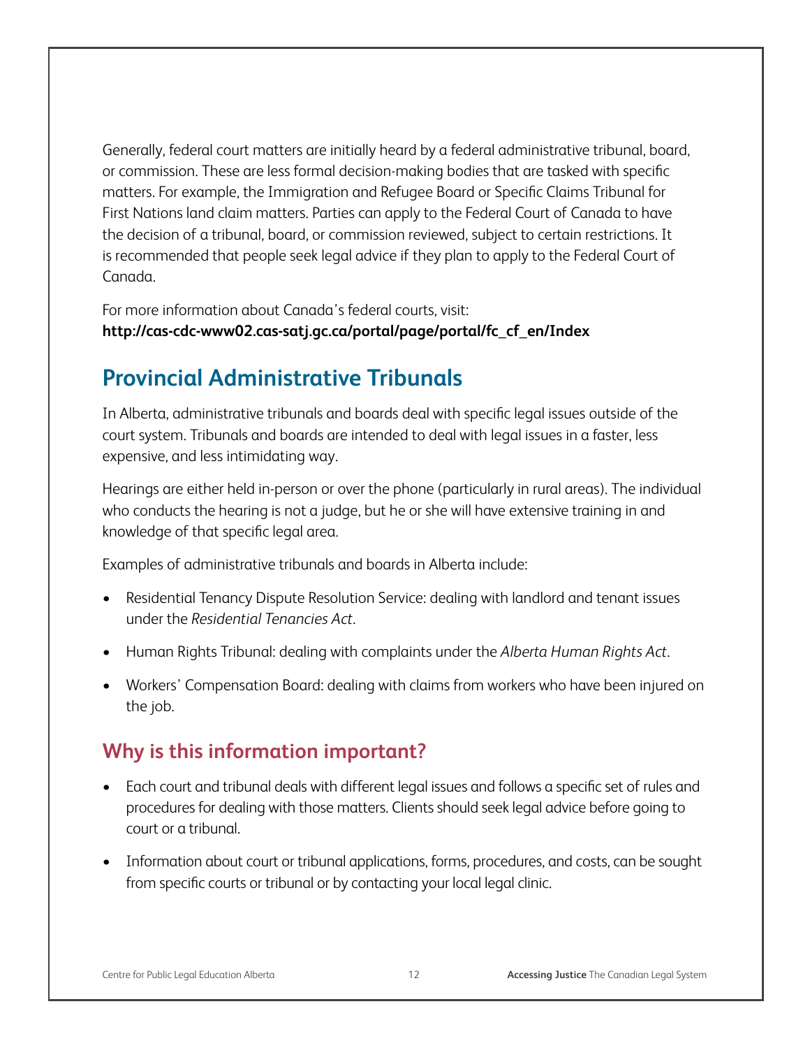Generally, federal court matters are initially heard by a federal administrative tribunal, board, or commission. These are less formal decision-making bodies that are tasked with specific matters. For example, the Immigration and Refugee Board or Specific Claims Tribunal for First Nations land claim matters. Parties can apply to the Federal Court of Canada to have the decision of a tribunal, board, or commission reviewed, subject to certain restrictions. It is recommended that people seek legal advice if they plan to apply to the Federal Court of Canada.

For more information about Canada's federal courts, visit:
**http://cas-cdc-www02.cas-satj.gc.ca/portal/page/portal/fc_cf_en/Index**

## Provincial Administrative Tribunals

In Alberta, administrative tribunals and boards deal with specific legal issues outside of the court system. Tribunals and boards are intended to deal with legal issues in a faster, less expensive, and less intimidating way.

Hearings are either held in-person or over the phone (particularly in rural areas). The individual who conducts the hearing is not a judge, but he or she will have extensive training in and knowledge of that specific legal area.

Examples of administrative tribunals and boards in Alberta include:

- Residential Tenancy Dispute Resolution Service: dealing with landlord and tenant issues under the *Residential Tenancies Act*.
- Human Rights Tribunal: dealing with complaints under the *Alberta Human Rights Act*.
- Workers' Compensation Board: dealing with claims from workers who have been injured on the job.

### Why is this information important?

- Each court and tribunal deals with different legal issues and follows a specific set of rules and procedures for dealing with those matters. Clients should seek legal advice before going to court or a tribunal.
- Information about court or tribunal applications, forms, procedures, and costs, can be sought from specific courts or tribunal or by contacting your local legal clinic.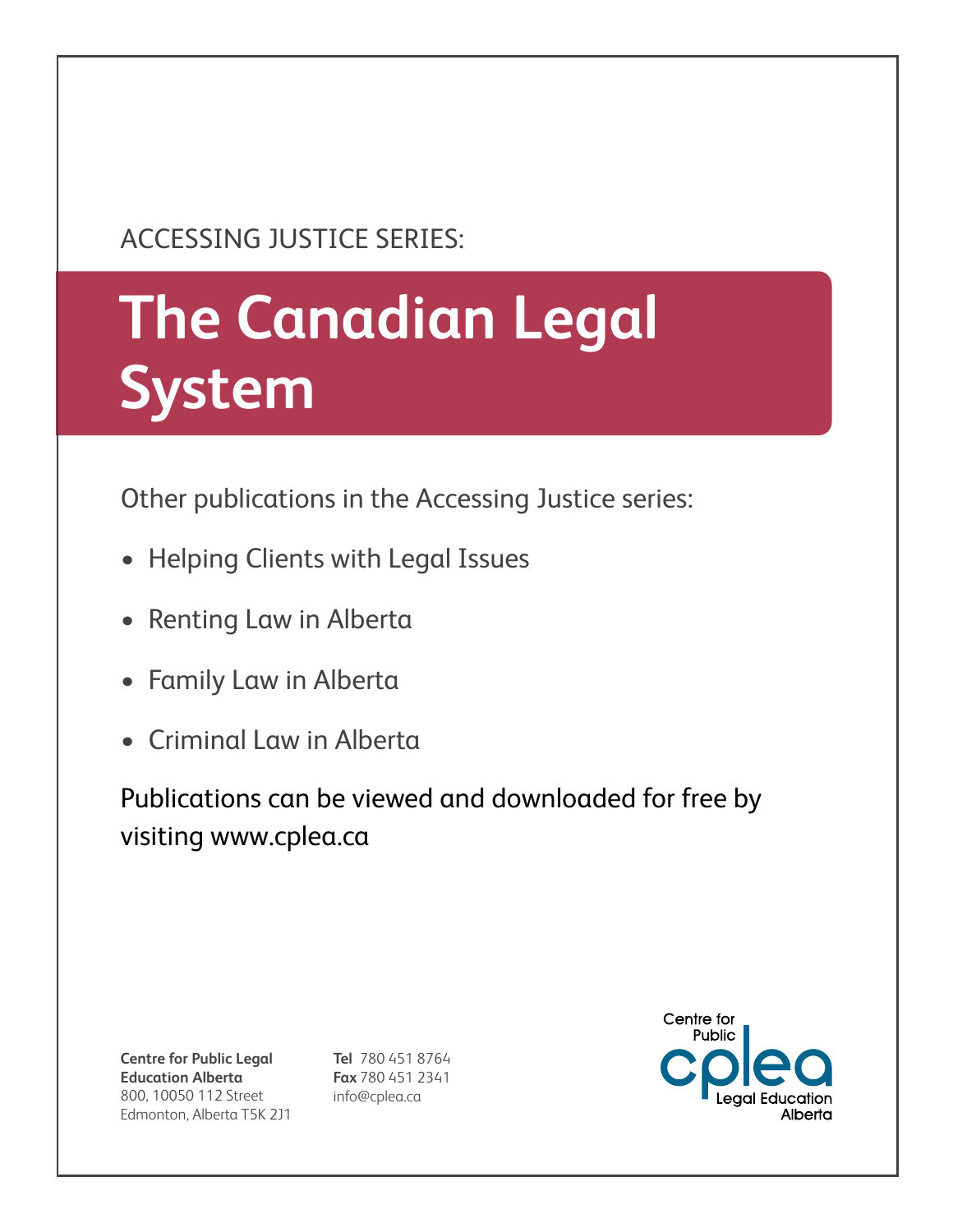ACCESSING JUSTICE SERIES:

# The Canadian Legal System

Other publications in the Accessing Justice series:

- Helping Clients with Legal Issues
- Renting Law in Alberta
- Family Law in Alberta
- Criminal Law in Alberta

Publications can be viewed and downloaded for free by visiting www.cplea.ca

**Centre for Public Legal Education Alberta**
800, 10050 112 Street
Edmonton, Alberta T5K 2J1

**Tel** 780 451 8764
**Fax** 780 451 2341
info@cplea.ca

Centre for Public cplea Legal Education Alberta